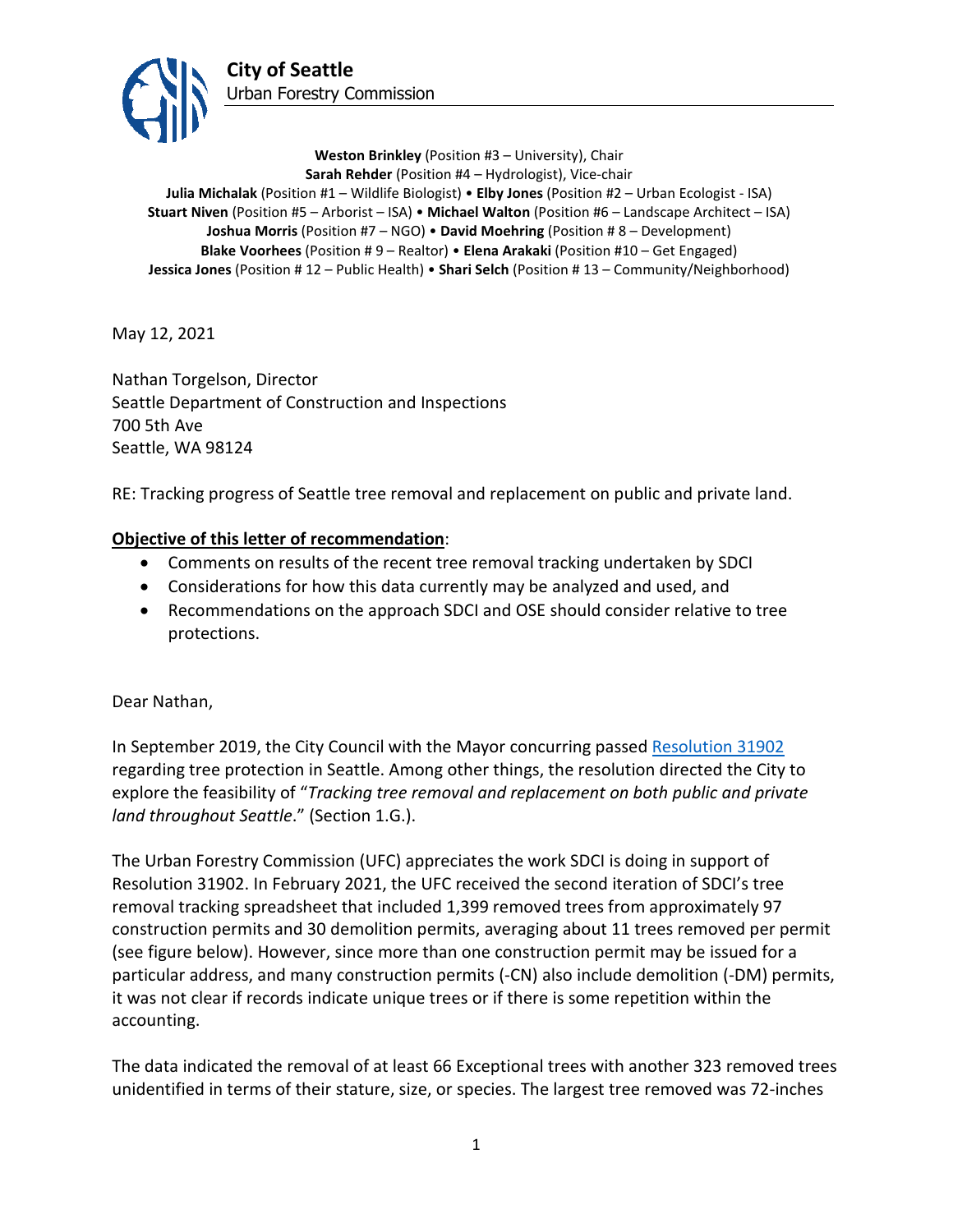**City of Seattle**
Urban Forestry Commission

**Weston Brinkley** (Position #3 – University), Chair
**Sarah Rehder** (Position #4 – Hydrologist), Vice-chair
**Julia Michalak** (Position #1 – Wildlife Biologist) • **Elby Jones** (Position #2 – Urban Ecologist - ISA)
**Stuart Niven** (Position #5 – Arborist – ISA) • **Michael Walton** (Position #6 – Landscape Architect – ISA)
**Joshua Morris** (Position #7 – NGO) • **David Moehring** (Position # 8 – Development)
**Blake Voorhees** (Position # 9 – Realtor) • **Elena Arakaki** (Position #10 – Get Engaged)
**Jessica Jones** (Position # 12 – Public Health) • **Shari Selch** (Position # 13 – Community/Neighborhood)

May 12, 2021

Nathan Torgelson, Director
Seattle Department of Construction and Inspections
700 5th Ave
Seattle, WA 98124

RE: Tracking progress of Seattle tree removal and replacement on public and private land.

**Objective of this letter of recommendation**:

- Comments on results of the recent tree removal tracking undertaken by SDCI
- Considerations for how this data currently may be analyzed and used, and
- Recommendations on the approach SDCI and OSE should consider relative to tree protections.

Dear Nathan,

In September 2019, the City Council with the Mayor concurring passed Resolution 31902 regarding tree protection in Seattle. Among other things, the resolution directed the City to explore the feasibility of "*Tracking tree removal and replacement on both public and private land throughout Seattle*." (Section 1.G.).

The Urban Forestry Commission (UFC) appreciates the work SDCI is doing in support of Resolution 31902. In February 2021, the UFC received the second iteration of SDCI's tree removal tracking spreadsheet that included 1,399 removed trees from approximately 97 construction permits and 30 demolition permits, averaging about 11 trees removed per permit (see figure below). However, since more than one construction permit may be issued for a particular address, and many construction permits (-CN) also include demolition (-DM) permits, it was not clear if records indicate unique trees or if there is some repetition within the accounting.

The data indicated the removal of at least 66 Exceptional trees with another 323 removed trees unidentified in terms of their stature, size, or species. The largest tree removed was 72-inches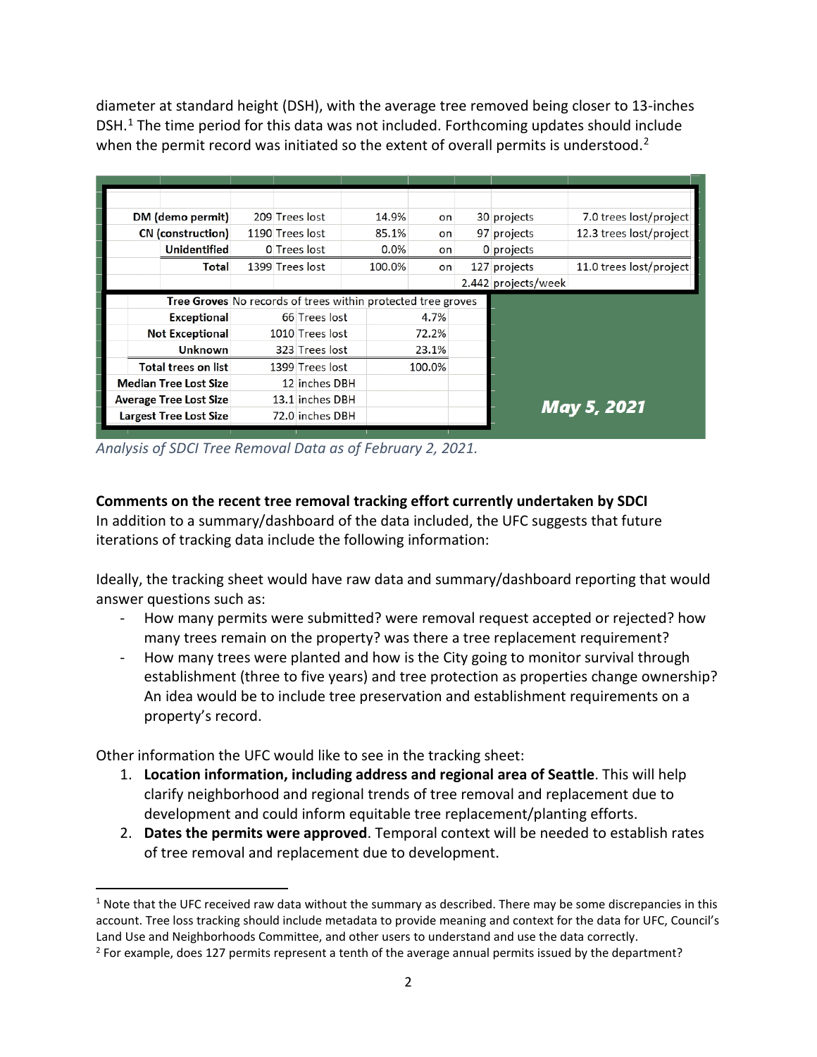diameter at standard height (DSH), with the average tree removed being closer to 13-inches DSH.[1] The time period for this data was not included. Forthcoming updates should include when the permit record was initiated so the extent of overall permits is understood.[2]

| | | | | | | |
|---|---|---|---|---|---|---|
| DM (demo permit) | 209 Trees lost | 14.9% | on | 30 projects | 7.0 trees lost/project |
| CN (construction) | 1190 Trees lost | 85.1% | on | 97 projects | 12.3 trees lost/project |
| Unidentified | 0 Trees lost | 0.0% | on | 0 projects | |
| Total | 1399 Trees lost | 100.0% | on | 127 projects | 11.0 trees lost/project |
| | | | | 2.442 projects/week | |

| | | |
|---|---|---|
| Tree Groves | No records of trees within protected tree groves | |
| Exceptional | 66 Trees lost | 4.7% |
| Not Exceptional | 1010 Trees lost | 72.2% |
| Unknown | 323 Trees lost | 23.1% |
| Total trees on list | 1399 Trees lost | 100.0% |
| Median Tree Lost Size | 12 inches DBH | |
| Average Tree Lost Size | 13.1 inches DBH | |
| Largest Tree Lost Size | 72.0 inches DBH | |

***May 5, 2021***

*Analysis of SDCI Tree Removal Data as of February 2, 2021.*

**Comments on the recent tree removal tracking effort currently undertaken by SDCI**
In addition to a summary/dashboard of the data included, the UFC suggests that future iterations of tracking data include the following information:

Ideally, the tracking sheet would have raw data and summary/dashboard reporting that would answer questions such as:

- How many permits were submitted? were removal request accepted or rejected? how many trees remain on the property? was there a tree replacement requirement?
- How many trees were planted and how is the City going to monitor survival through establishment (three to five years) and tree protection as properties change ownership? An idea would be to include tree preservation and establishment requirements on a property's record.

Other information the UFC would like to see in the tracking sheet:

1. **Location information, including address and regional area of Seattle**. This will help clarify neighborhood and regional trends of tree removal and replacement due to development and could inform equitable tree replacement/planting efforts.
2. **Dates the permits were approved**. Temporal context will be needed to establish rates of tree removal and replacement due to development.

[1] Note that the UFC received raw data without the summary as described. There may be some discrepancies in this account. Tree loss tracking should include metadata to provide meaning and context for the data for UFC, Council's Land Use and Neighborhoods Committee, and other users to understand and use the data correctly.

[2] For example, does 127 permits represent a tenth of the average annual permits issued by the department?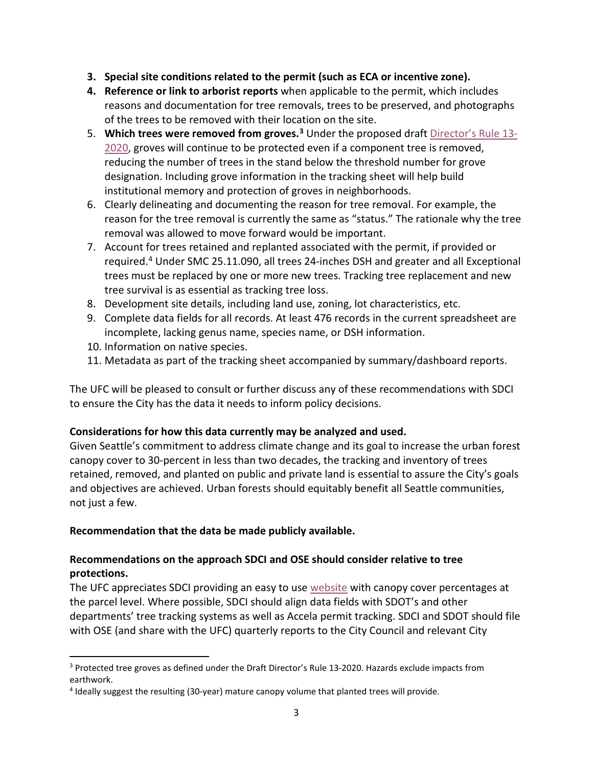3. **Special site conditions related to the permit (such as ECA or incentive zone).**
4. **Reference or link to arborist reports** when applicable to the permit, which includes reasons and documentation for tree removals, trees to be preserved, and photographs of the trees to be removed with their location on the site.
5. **Which trees were removed from groves.**[3] Under the proposed draft Director's Rule 13-2020, groves will continue to be protected even if a component tree is removed, reducing the number of trees in the stand below the threshold number for grove designation. Including grove information in the tracking sheet will help build institutional memory and protection of groves in neighborhoods.
6. Clearly delineating and documenting the reason for tree removal. For example, the reason for the tree removal is currently the same as "status." The rationale why the tree removal was allowed to move forward would be important.
7. Account for trees retained and replanted associated with the permit, if provided or required.[4] Under SMC 25.11.090, all trees 24-inches DSH and greater and all Exceptional trees must be replaced by one or more new trees. Tracking tree replacement and new tree survival is as essential as tracking tree loss.
8. Development site details, including land use, zoning, lot characteristics, etc.
9. Complete data fields for all records. At least 476 records in the current spreadsheet are incomplete, lacking genus name, species name, or DSH information.
10. Information on native species.
11. Metadata as part of the tracking sheet accompanied by summary/dashboard reports.

The UFC will be pleased to consult or further discuss any of these recommendations with SDCI to ensure the City has the data it needs to inform policy decisions.

**Considerations for how this data currently may be analyzed and used.**
Given Seattle's commitment to address climate change and its goal to increase the urban forest canopy cover to 30-percent in less than two decades, the tracking and inventory of trees retained, removed, and planted on public and private land is essential to assure the City's goals and objectives are achieved. Urban forests should equitably benefit all Seattle communities, not just a few.

**Recommendation that the data be made publicly available.**

**Recommendations on the approach SDCI and OSE should consider relative to tree protections.**
The UFC appreciates SDCI providing an easy to use website with canopy cover percentages at the parcel level. Where possible, SDCI should align data fields with SDOT's and other departments' tree tracking systems as well as Accela permit tracking. SDCI and SDOT should file with OSE (and share with the UFC) quarterly reports to the City Council and relevant City

[3] Protected tree groves as defined under the Draft Director's Rule 13-2020. Hazards exclude impacts from earthwork.

[4] Ideally suggest the resulting (30-year) mature canopy volume that planted trees will provide.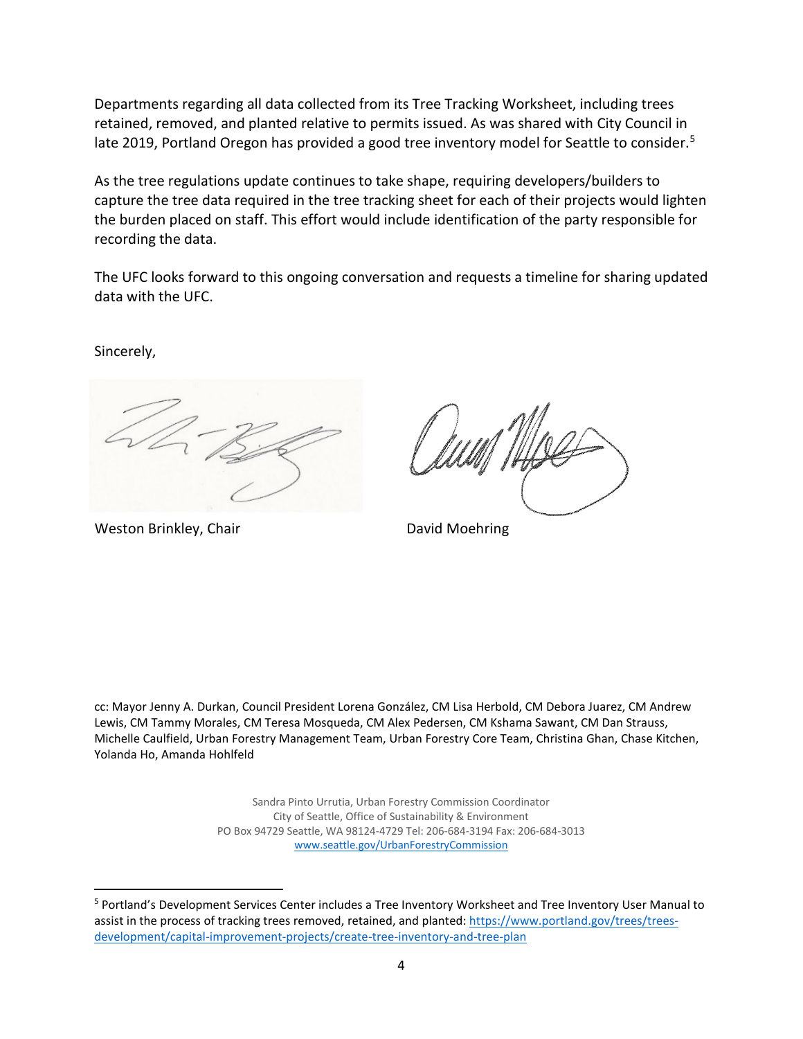Departments regarding all data collected from its Tree Tracking Worksheet, including trees retained, removed, and planted relative to permits issued. As was shared with City Council in late 2019, Portland Oregon has provided a good tree inventory model for Seattle to consider.[5]

As the tree regulations update continues to take shape, requiring developers/builders to capture the tree data required in the tree tracking sheet for each of their projects would lighten the burden placed on staff. This effort would include identification of the party responsible for recording the data.

The UFC looks forward to this ongoing conversation and requests a timeline for sharing updated data with the UFC.

Sincerely,

Weston Brinkley, Chair

David Moehring

cc: Mayor Jenny A. Durkan, Council President Lorena González, CM Lisa Herbold, CM Debora Juarez, CM Andrew Lewis, CM Tammy Morales, CM Teresa Mosqueda, CM Alex Pedersen, CM Kshama Sawant, CM Dan Strauss, Michelle Caulfield, Urban Forestry Management Team, Urban Forestry Core Team, Christina Ghan, Chase Kitchen, Yolanda Ho, Amanda Hohlfeld

Sandra Pinto Urrutia, Urban Forestry Commission Coordinator
City of Seattle, Office of Sustainability & Environment
PO Box 94729 Seattle, WA 98124-4729 Tel: 206-684-3194 Fax: 206-684-3013
www.seattle.gov/UrbanForestryCommission

---

[5] Portland's Development Services Center includes a Tree Inventory Worksheet and Tree Inventory User Manual to assist in the process of tracking trees removed, retained, and planted: https://www.portland.gov/trees/trees-development/capital-improvement-projects/create-tree-inventory-and-tree-plan